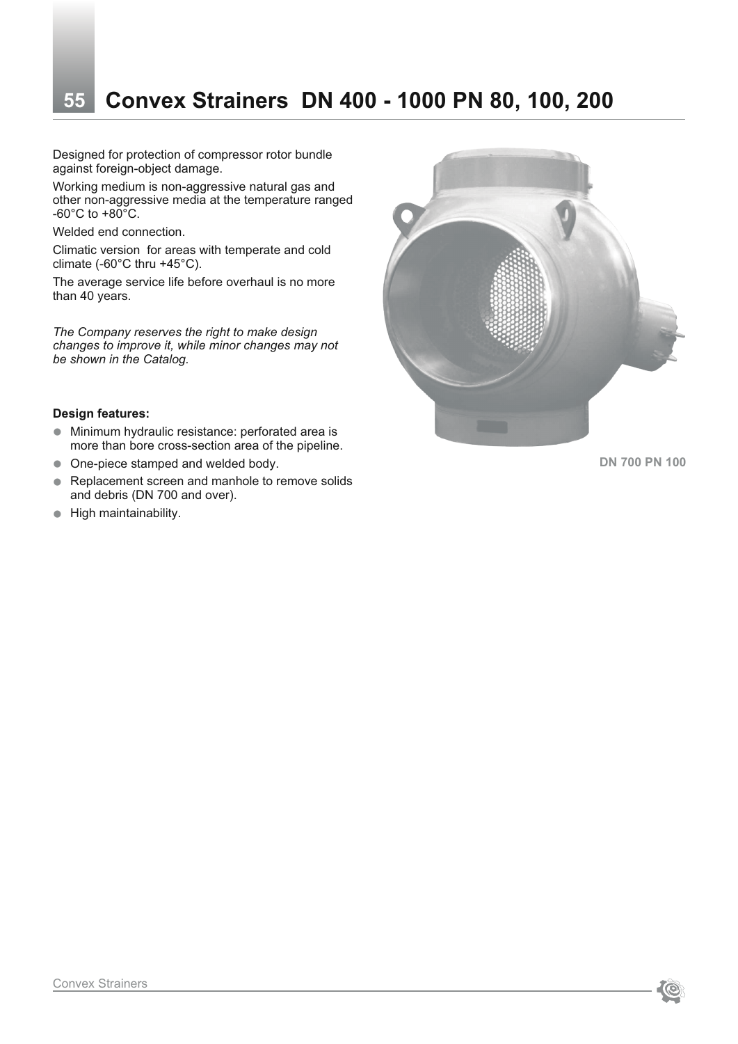# 55 Convex Strainers DN 400 - 1000 PN 80, 100, 200

Designed for protection of compressor rotor bundle against foreign-object damage.

Working medium is non-aggressive natural gas and other non-aggressive media at the temperature ranged -60°C to +80°C.

Welded end connection.

Climatic version for areas with temperate and cold climate (-60°C thru +45°C).

The average service life before overhaul is no more than 40 years.

*The Company reserves the right to make design changes to improve it, while minor changes may not be shown in the Catalog.*

**Design features:**

- Minimum hydraulic resistance: perforated area is more than bore cross-section area of the pipeline.
- One-piece stamped and welded body.
- Replacement screen and manhole to remove solids and debris (DN 700 and over).
- High maintainability.

DN 700 PN 100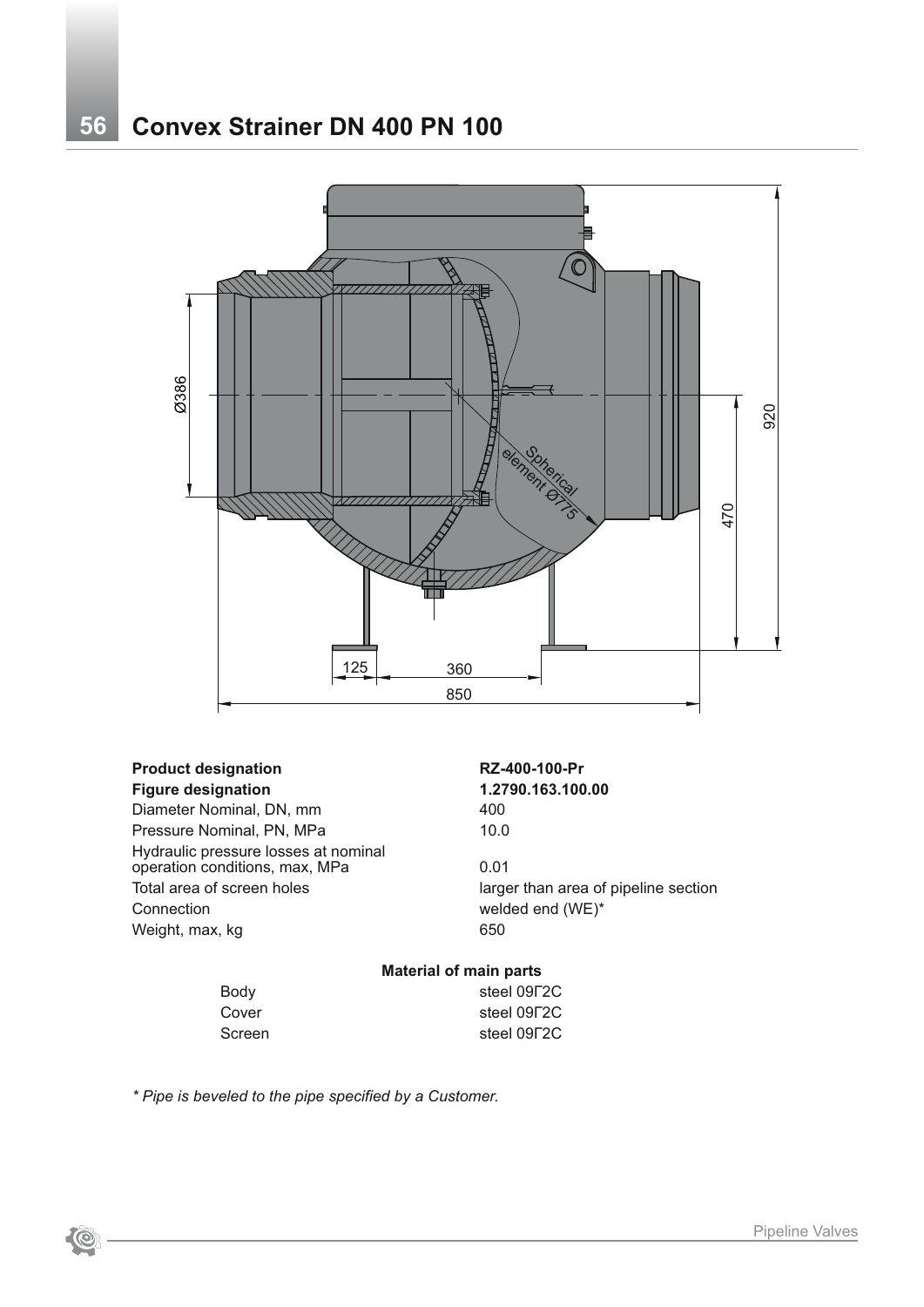# Convex Strainer DN 400 PN 100

| | |
|---|---|
| **Product designation** | **RZ-400-100-Pr** |
| **Figure designation** | **1.2790.163.100.00** |
| Diameter Nominal, DN, mm | 400 |
| Pressure Nominal, PN, MPa | 10.0 |
| Hydraulic pressure losses at nominal operation conditions, max, MPa | 0.01 |
| Total area of screen holes | larger than area of pipeline section |
| Connection | welded end (WE)* |
| Weight, max, kg | 650 |

**Material of main parts**

| | |
|---|---|
| Body | steel 09Г2С |
| Cover | steel 09Г2С |
| Screen | steel 09Г2С |

*\* Pipe is beveled to the pipe specified by a Customer.*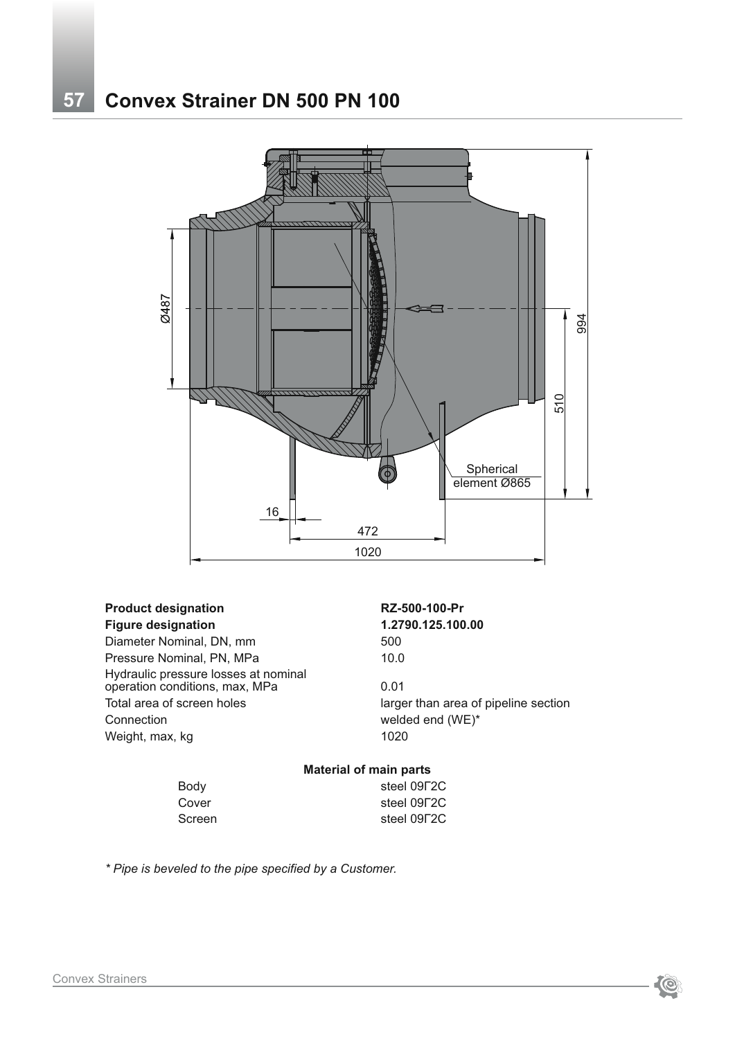# 57 Convex Strainer DN 500 PN 100

| | |
|---|---|
| **Product designation** | **RZ-500-100-Pr** |
| **Figure designation** | **1.2790.125.100.00** |
| Diameter Nominal, DN, mm | 500 |
| Pressure Nominal, PN, MPa | 10.0 |
| Hydraulic pressure losses at nominal operation conditions, max, MPa | 0.01 |
| Total area of screen holes | larger than area of pipeline section |
| Connection | welded end (WE)* |
| Weight, max, kg | 1020 |

**Material of main parts**

| | |
|---|---|
| Body | steel 09Г2С |
| Cover | steel 09Г2С |
| Screen | steel 09Г2С |

*\* Pipe is beveled to the pipe specified by a Customer.*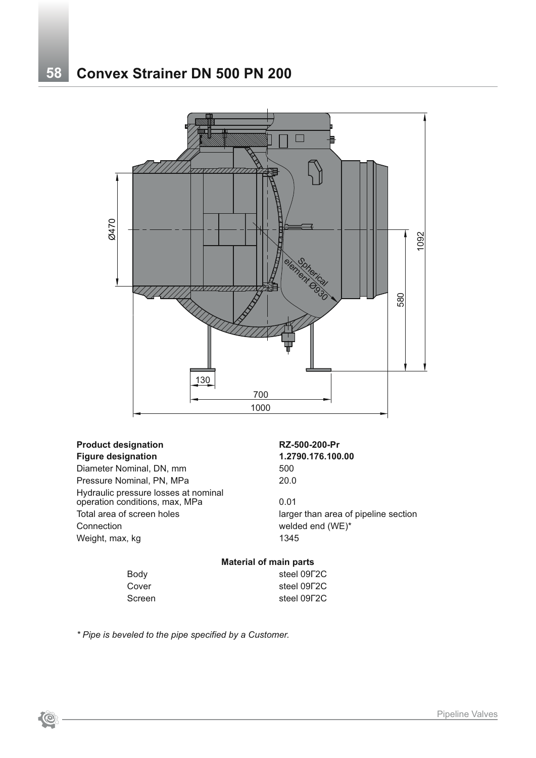# Convex Strainer DN 500 PN 200

| | |
|---|---|
| **Product designation** | **RZ-500-200-Pr** |
| **Figure designation** | **1.2790.176.100.00** |
| Diameter Nominal, DN, mm | 500 |
| Pressure Nominal, PN, MPa | 20.0 |
| Hydraulic pressure losses at nominal operation conditions, max, MPa | 0.01 |
| Total area of screen holes | larger than area of pipeline section |
| Connection | welded end (WE)* |
| Weight, max, kg | 1345 |

**Material of main parts**

| | |
|---|---|
| Body | steel 09Г2С |
| Cover | steel 09Г2С |
| Screen | steel 09Г2С |

*\* Pipe is beveled to the pipe specified by a Customer.*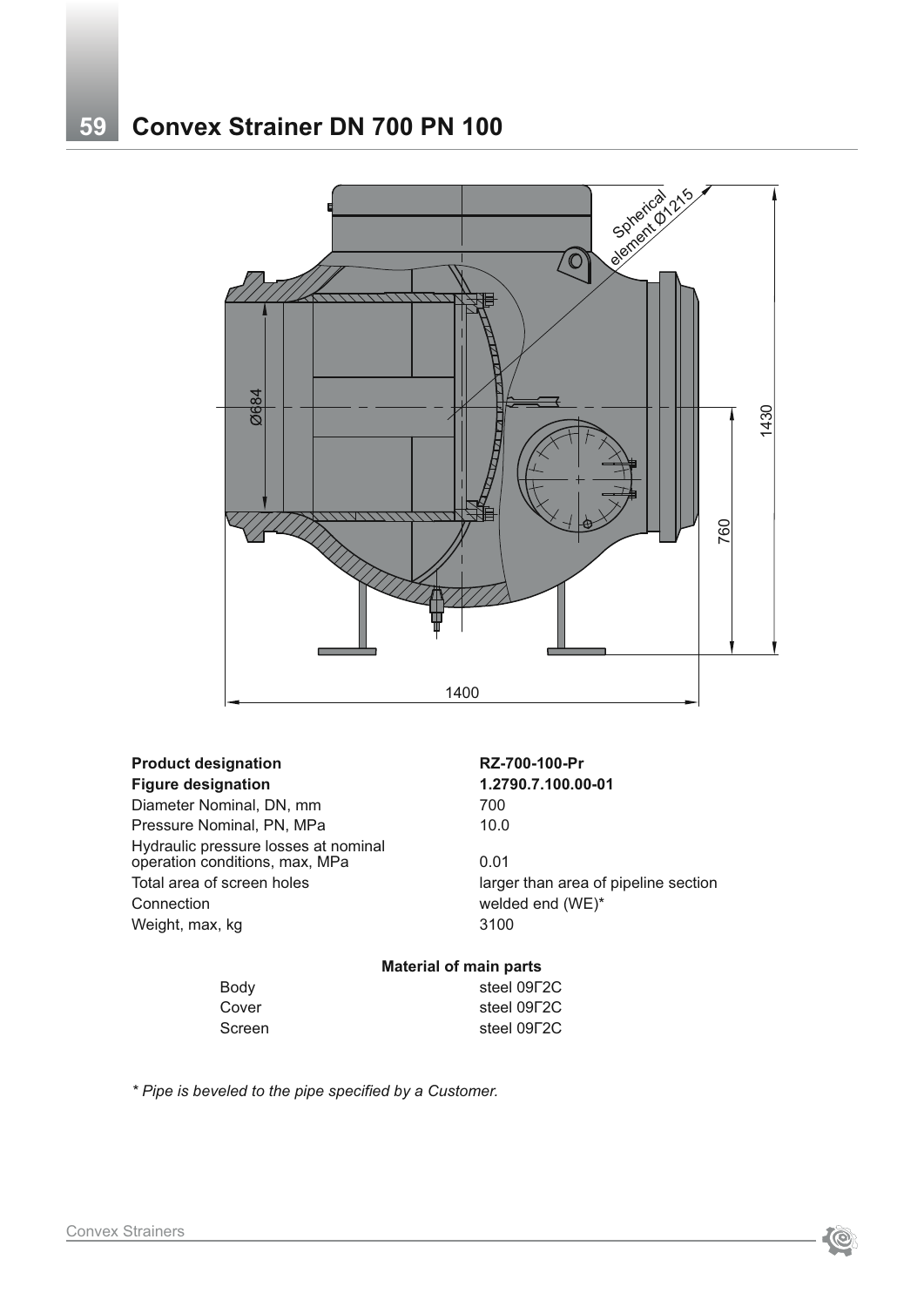# 59 Convex Strainer DN 700 PN 100

| | |
|---|---|
| **Product designation** | **RZ-700-100-Pr** |
| **Figure designation** | **1.2790.7.100.00-01** |
| Diameter Nominal, DN, mm | 700 |
| Pressure Nominal, PN, MPa | 10.0 |
| Hydraulic pressure losses at nominal operation conditions, max, MPa | 0.01 |
| Total area of screen holes | larger than area of pipeline section |
| Connection | welded end (WE)* |
| Weight, max, kg | 3100 |

**Material of main parts**

| | |
|---|---|
| Body | steel 09Г2С |
| Cover | steel 09Г2С |
| Screen | steel 09Г2С |

*\* Pipe is beveled to the pipe specified by a Customer.*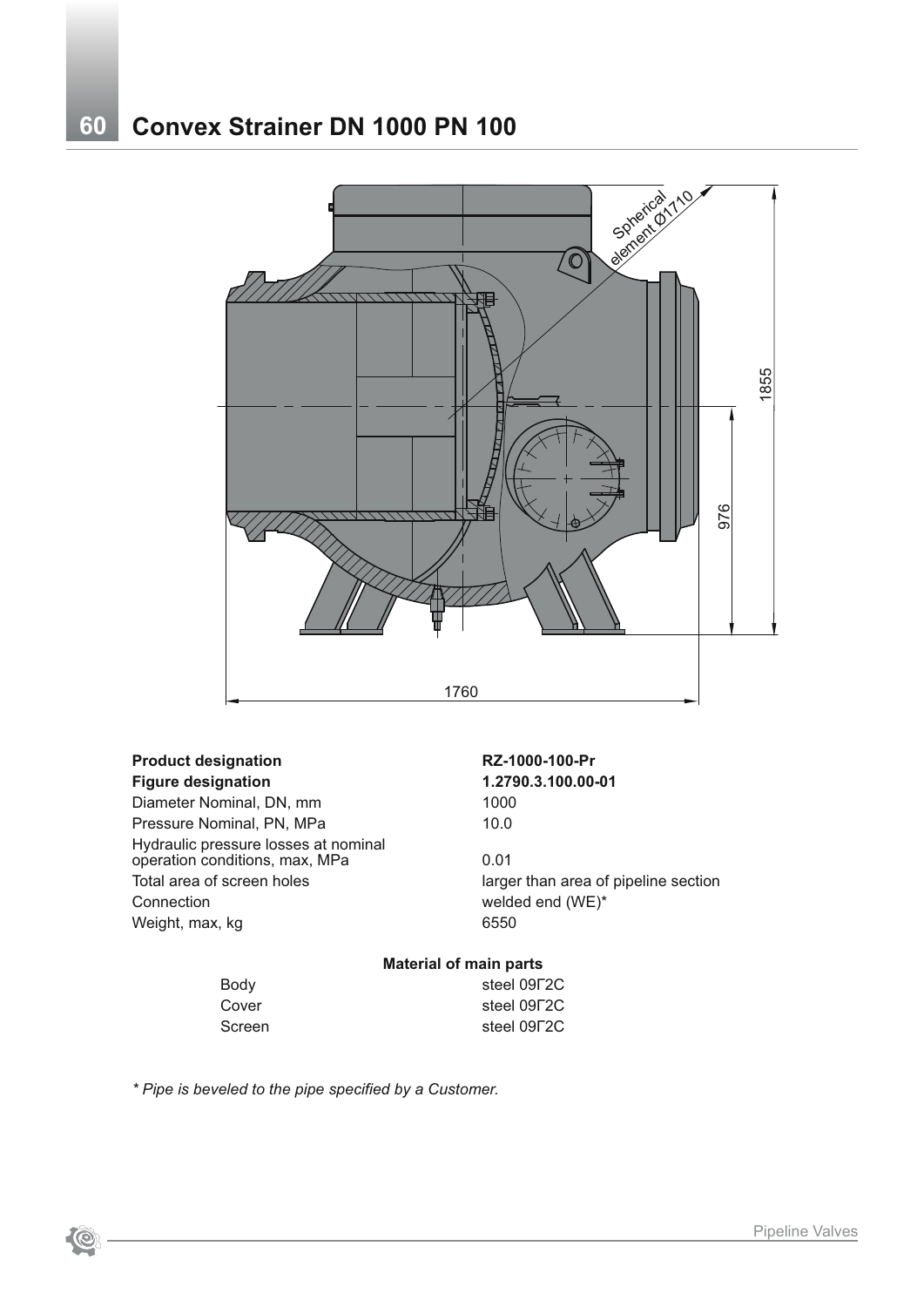# Convex Strainer DN 1000 PN 100

| | |
|---|---|
| **Product designation** | **RZ-1000-100-Pr** |
| **Figure designation** | **1.2790.3.100.00-01** |
| Diameter Nominal, DN, mm | 1000 |
| Pressure Nominal, PN, MPa | 10.0 |
| Hydraulic pressure losses at nominal operation conditions, max, MPa | 0.01 |
| Total area of screen holes | larger than area of pipeline section |
| Connection | welded end (WE)* |
| Weight, max, kg | 6550 |

**Material of main parts**

| | |
|---|---|
| Body | steel 09Г2С |
| Cover | steel 09Г2С |
| Screen | steel 09Г2С |

*\* Pipe is beveled to the pipe specified by a Customer.*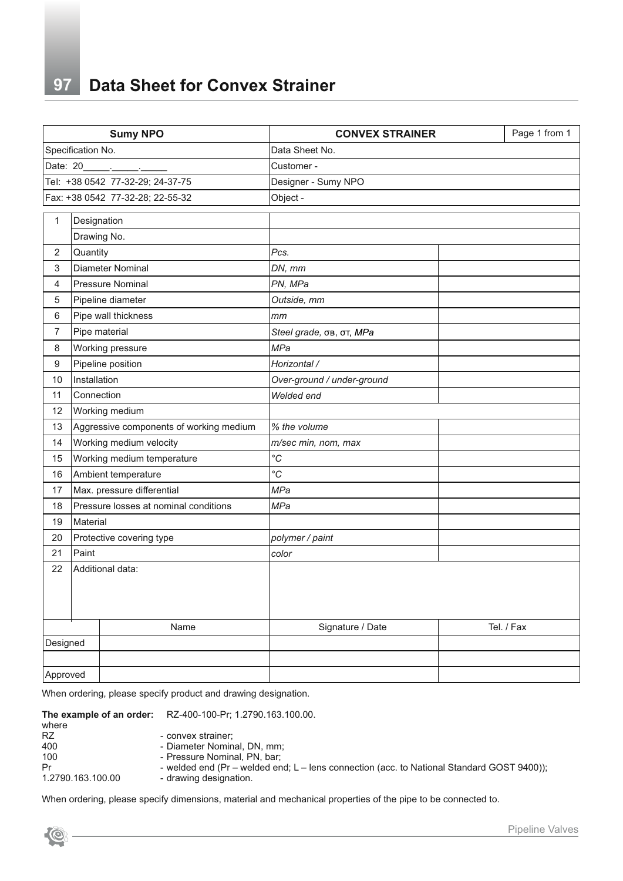# 97 Data Sheet for Convex Strainer

| Sumy NPO | CONVEX STRAINER | Page 1 from 1 |
|---|---|---|
| Specification No. | Data Sheet No. | |
| Date: 20_____._____._____ | Customer - | |
| Tel: +38 0542 77-32-29; 24-37-75 | Designer - Sumy NPO | |
| Fax: +38 0542 77-32-28; 22-55-32 | Object - | |

| | | | |
|---|---|---|---|
| 1 | Designation | | |
| | Drawing No. | | |
| 2 | Quantity | *Pcs.* | |
| 3 | Diameter Nominal | *DN, mm* | |
| 4 | Pressure Nominal | *PN, MPa* | |
| 5 | Pipeline diameter | *Outside, mm* | |
| 6 | Pipe wall thickness | *mm* | |
| 7 | Pipe material | *Steel grade, σв, σт, MPa* | |
| 8 | Working pressure | *MPa* | |
| 9 | Pipeline position | *Horizontal /* | |
| 10 | Installation | *Over-ground / under-ground* | |
| 11 | Connection | *Welded end* | |
| 12 | Working medium | | |
| 13 | Aggressive components of working medium | *% the volume* | |
| 14 | Working medium velocity | *m/sec min, nom, max* | |
| 15 | Working medium temperature | *°C* | |
| 16 | Ambient temperature | *°C* | |
| 17 | Max. pressure differential | *MPa* | |
| 18 | Pressure losses at nominal conditions | *MPa* | |
| 19 | Material | | |
| 20 | Protective covering type | *polymer / paint* | |
| 21 | Paint | *color* | |
| 22 | Additional data: | | |

| | Name | Signature / Date | Tel. / Fax |
|---|---|---|---|
| Designed | | | |
| | | | |
| Approved | | | |

When ordering, please specify product and drawing designation.

**The example of an order:** RZ-400-100-Pr; 1.2790.163.100.00.

where

RZ - convex strainer;
400 - Diameter Nominal, DN, mm;
100 - Pressure Nominal, PN, bar;
Pr - welded end (Pr – welded end; L – lens connection (acc. to National Standard GOST 9400));
1.2790.163.100.00 - drawing designation.

When ordering, please specify dimensions, material and mechanical properties of the pipe to be connected to.